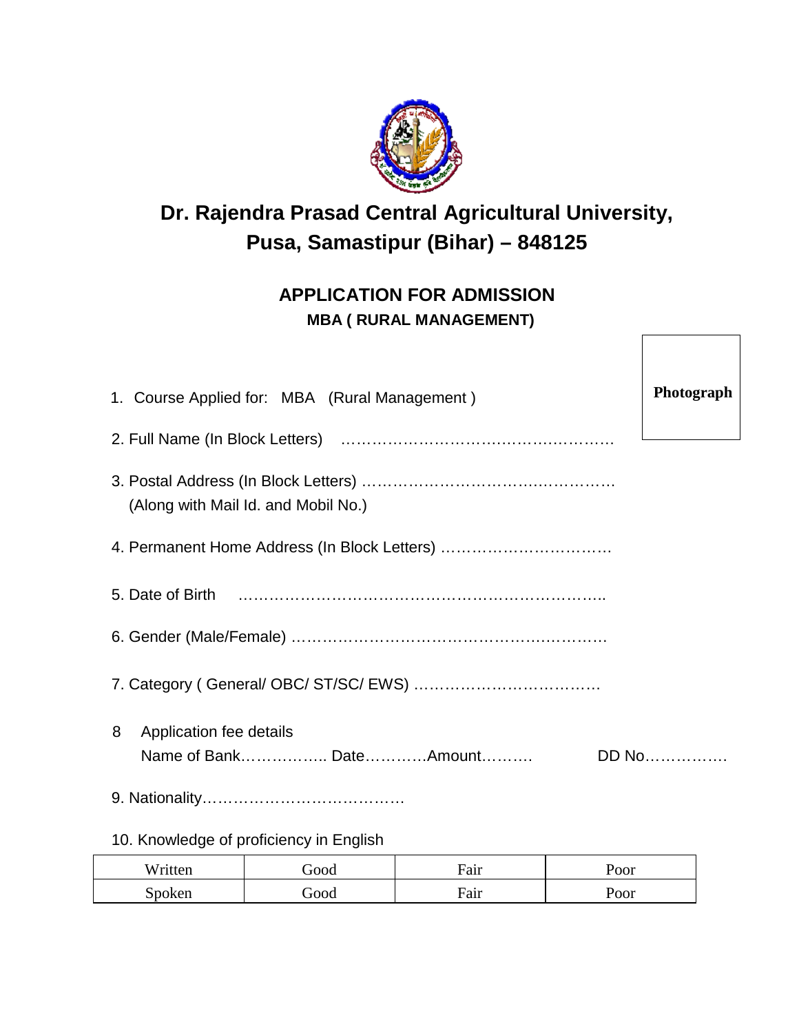# Dr. Rajendra Prasad Central Agricultural University, Pusa, Samastipur (Bihar) – 848125

## APPLICATION FOR ADMISSION

### MBA ( RURAL MANAGEMENT)

Photograph

1. Course Applied for: MBA (Rural Management )

2. Full Name (In Block Letters) ……………………………………………

3. Postal Address (In Block Letters) ……………………………………….
   (Along with Mail Id. and Mobil No.)

4. Permanent Home Address (In Block Letters) ……………………………

5. Date of Birth ……………………………………………………………..

6. Gender (Male/Female) ………………………………………………….

7. Category ( General/ OBC/ ST/SC/ EWS) ………………………………

8. Application fee details
   Name of Bank…………….. Date…………Amount……… DD No…………….

9. Nationality…………………………………

10. Knowledge of proficiency in English

| Written | Good | Fair | Poor |
|---|---|---|---|
| Spoken | Good | Fair | Poor |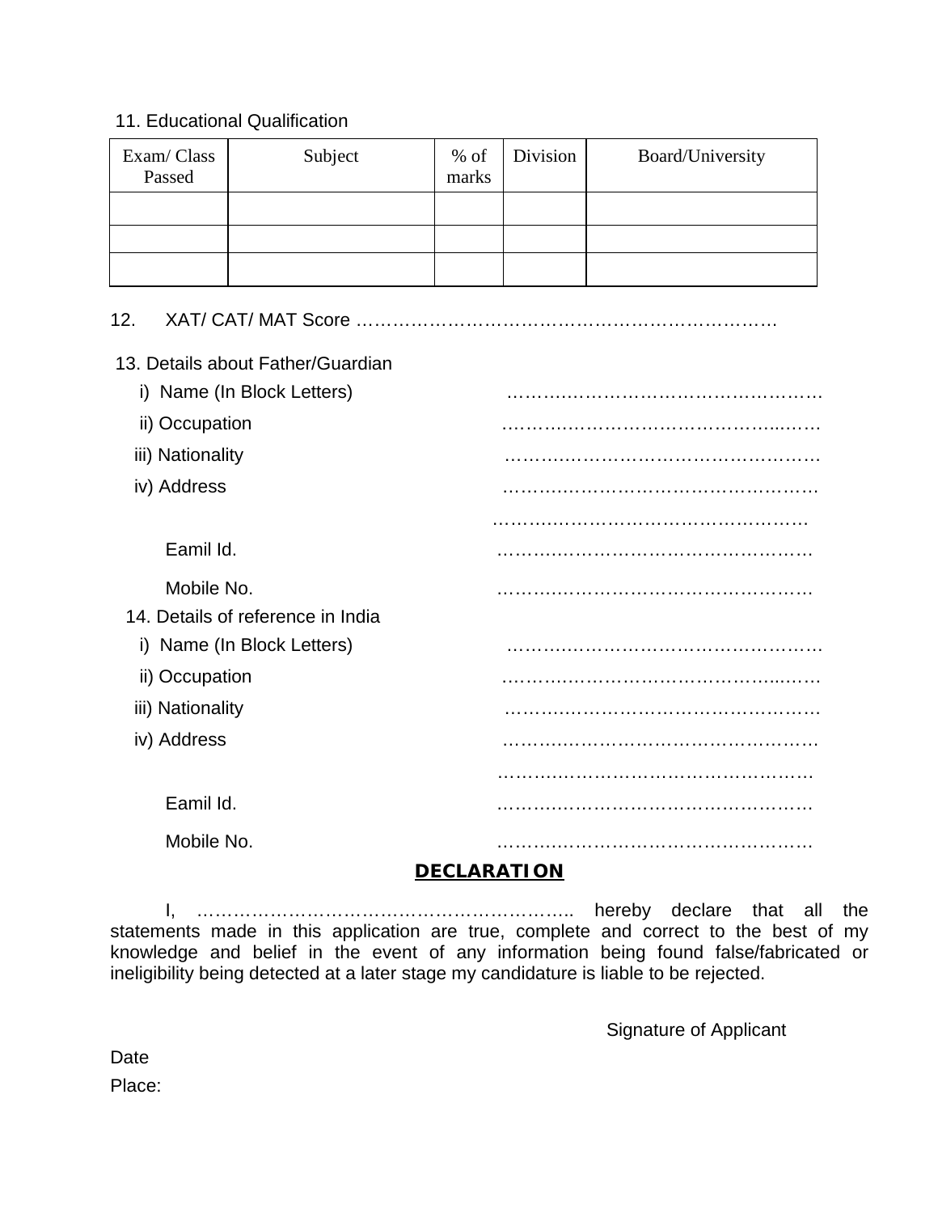11. Educational Qualification

| Exam/ Class Passed | Subject | % of marks | Division | Board/University |
|---|---|---|---|---|
| | | | | |
| | | | | |
| | | | | |

12. XAT/ CAT/ MAT Score ………………………………………………………………

13. Details about Father/Guardian

i) Name (In Block Letters) ……………………………………………

ii) Occupation ……………………………………………

iii) Nationality ……………………………………………

iv) Address ……………………………………………

……………………………………………

Eamil Id. ……………………………………………

Mobile No. ……………………………………………

14. Details of reference in India

i) Name (In Block Letters) ……………………………………………

ii) Occupation ……………………………………………

iii) Nationality ……………………………………………

iv) Address ……………………………………………

……………………………………………

Eamil Id. ……………………………………………

Mobile No. ……………………………………………

**DECLARATION**

I, ………………………………………………………….. hereby declare that all the statements made in this application are true, complete and correct to the best of my knowledge and belief in the event of any information being found false/fabricated or ineligibility being detected at a later stage my candidature is liable to be rejected.

Signature of Applicant

Date

Place: